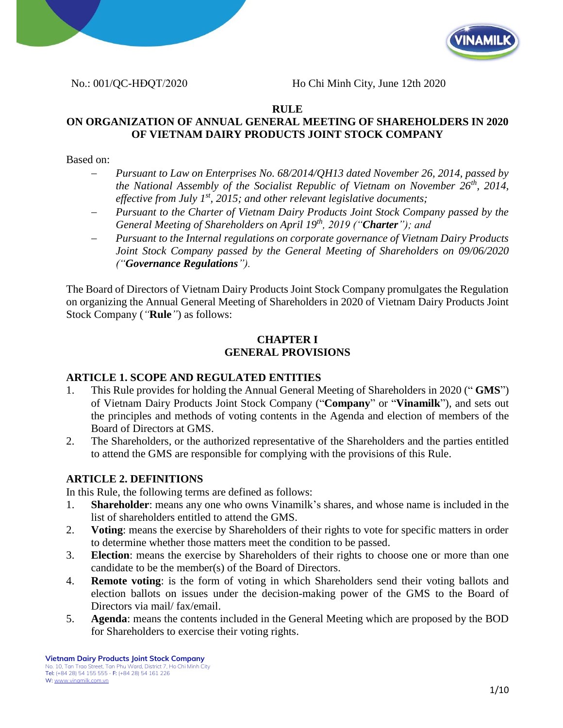No.: 001/QC-HĐQT/2020 Ho Chi Minh City, June 12th 2020

**RULE**

**ON ORGANIZATION OF ANNUAL GENERAL MEETING OF SHAREHOLDERS IN 2020 OF VIETNAM DAIRY PRODUCTS JOINT STOCK COMPANY**

Based on:

- *Pursuant to Law on Enterprises No. 68/2014/QH13 dated November 26, 2014, passed by the National Assembly of the Socialist Republic of Vietnam on November 26th, 2014, effective from July 1st, 2015; and other relevant legislative documents;*
- *Pursuant to the Charter of Vietnam Dairy Products Joint Stock Company passed by the General Meeting of Shareholders on April 19th, 2019 ("**Charter**"); and*
- *Pursuant to the Internal regulations on corporate governance of Vietnam Dairy Products Joint Stock Company passed by the General Meeting of Shareholders on 09/06/2020 ("**Governance Regulations**").*

The Board of Directors of Vietnam Dairy Products Joint Stock Company promulgates the Regulation on organizing the Annual General Meeting of Shareholders in 2020 of Vietnam Dairy Products Joint Stock Company ("**Rule**") as follows:

## CHAPTER I
## GENERAL PROVISIONS

### ARTICLE 1. SCOPE AND REGULATED ENTITIES

1. This Rule provides for holding the Annual General Meeting of Shareholders in 2020 (" **GMS**") of Vietnam Dairy Products Joint Stock Company ("**Company**" or "**Vinamilk**"), and sets out the principles and methods of voting contents in the Agenda and election of members of the Board of Directors at GMS.
2. The Shareholders, or the authorized representative of the Shareholders and the parties entitled to attend the GMS are responsible for complying with the provisions of this Rule.

### ARTICLE 2. DEFINITIONS

In this Rule, the following terms are defined as follows:

1. **Shareholder**: means any one who owns Vinamilk's shares, and whose name is included in the list of shareholders entitled to attend the GMS.
2. **Voting**: means the exercise by Shareholders of their rights to vote for specific matters in order to determine whether those matters meet the condition to be passed.
3. **Election**: means the exercise by Shareholders of their rights to choose one or more than one candidate to be the member(s) of the Board of Directors.
4. **Remote voting**: is the form of voting in which Shareholders send their voting ballots and election ballots on issues under the decision-making power of the GMS to the Board of Directors via mail/ fax/email.
5. **Agenda**: means the contents included in the General Meeting which are proposed by the BOD for Shareholders to exercise their voting rights.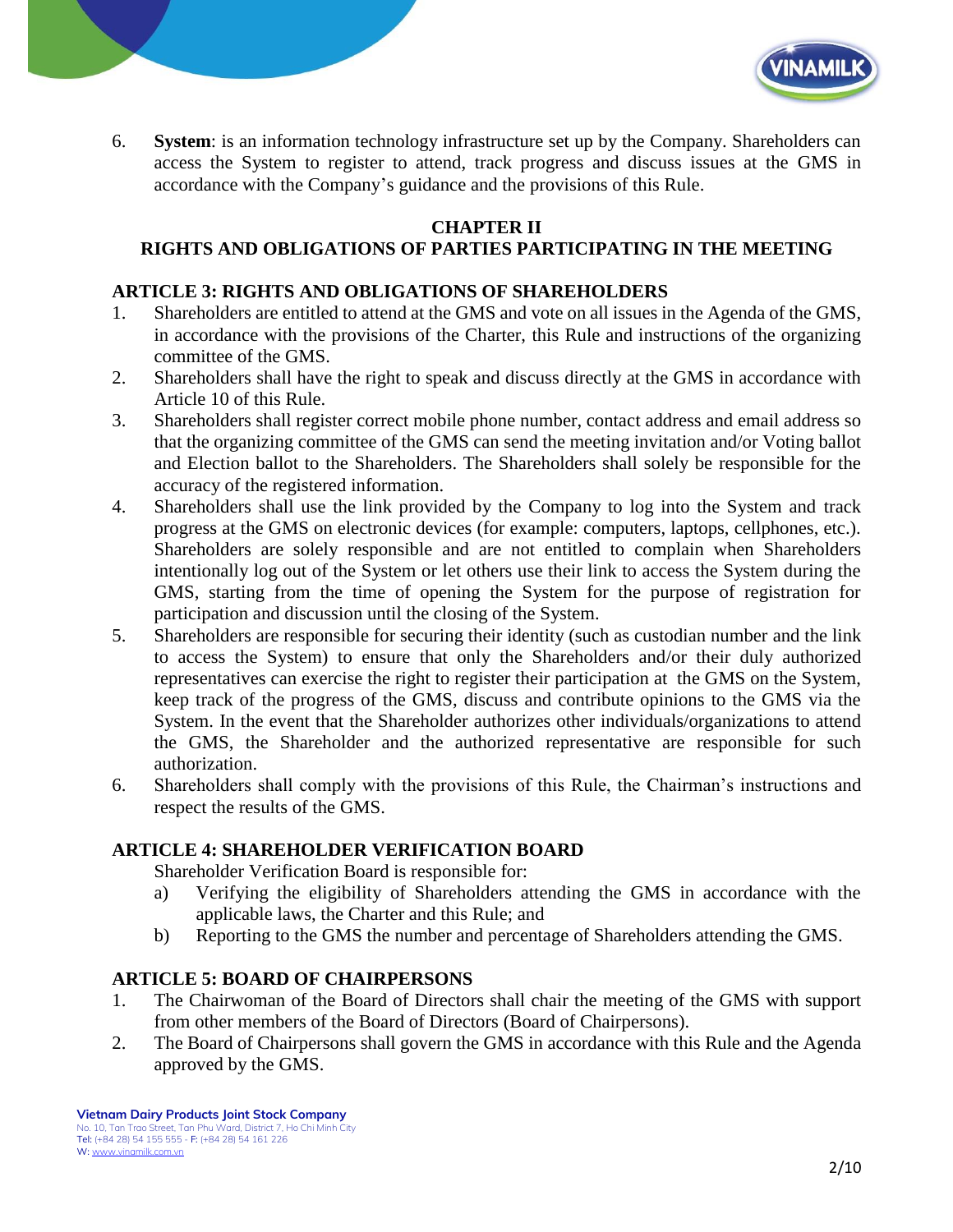6. **System**: is an information technology infrastructure set up by the Company. Shareholders can access the System to register to attend, track progress and discuss issues at the GMS in accordance with the Company's guidance and the provisions of this Rule.

## CHAPTER II
## RIGHTS AND OBLIGATIONS OF PARTIES PARTICIPATING IN THE MEETING

### ARTICLE 3: RIGHTS AND OBLIGATIONS OF SHAREHOLDERS

1. Shareholders are entitled to attend at the GMS and vote on all issues in the Agenda of the GMS, in accordance with the provisions of the Charter, this Rule and instructions of the organizing committee of the GMS.
2. Shareholders shall have the right to speak and discuss directly at the GMS in accordance with Article 10 of this Rule.
3. Shareholders shall register correct mobile phone number, contact address and email address so that the organizing committee of the GMS can send the meeting invitation and/or Voting ballot and Election ballot to the Shareholders. The Shareholders shall solely be responsible for the accuracy of the registered information.
4. Shareholders shall use the link provided by the Company to log into the System and track progress at the GMS on electronic devices (for example: computers, laptops, cellphones, etc.). Shareholders are solely responsible and are not entitled to complain when Shareholders intentionally log out of the System or let others use their link to access the System during the GMS, starting from the time of opening the System for the purpose of registration for participation and discussion until the closing of the System.
5. Shareholders are responsible for securing their identity (such as custodian number and the link to access the System) to ensure that only the Shareholders and/or their duly authorized representatives can exercise the right to register their participation at the GMS on the System, keep track of the progress of the GMS, discuss and contribute opinions to the GMS via the System. In the event that the Shareholder authorizes other individuals/organizations to attend the GMS, the Shareholder and the authorized representative are responsible for such authorization.
6. Shareholders shall comply with the provisions of this Rule, the Chairman's instructions and respect the results of the GMS.

### ARTICLE 4: SHAREHOLDER VERIFICATION BOARD

Shareholder Verification Board is responsible for:

a) Verifying the eligibility of Shareholders attending the GMS in accordance with the applicable laws, the Charter and this Rule; and
b) Reporting to the GMS the number and percentage of Shareholders attending the GMS.

### ARTICLE 5: BOARD OF CHAIRPERSONS

1. The Chairwoman of the Board of Directors shall chair the meeting of the GMS with support from other members of the Board of Directors (Board of Chairpersons).
2. The Board of Chairpersons shall govern the GMS in accordance with this Rule and the Agenda approved by the GMS.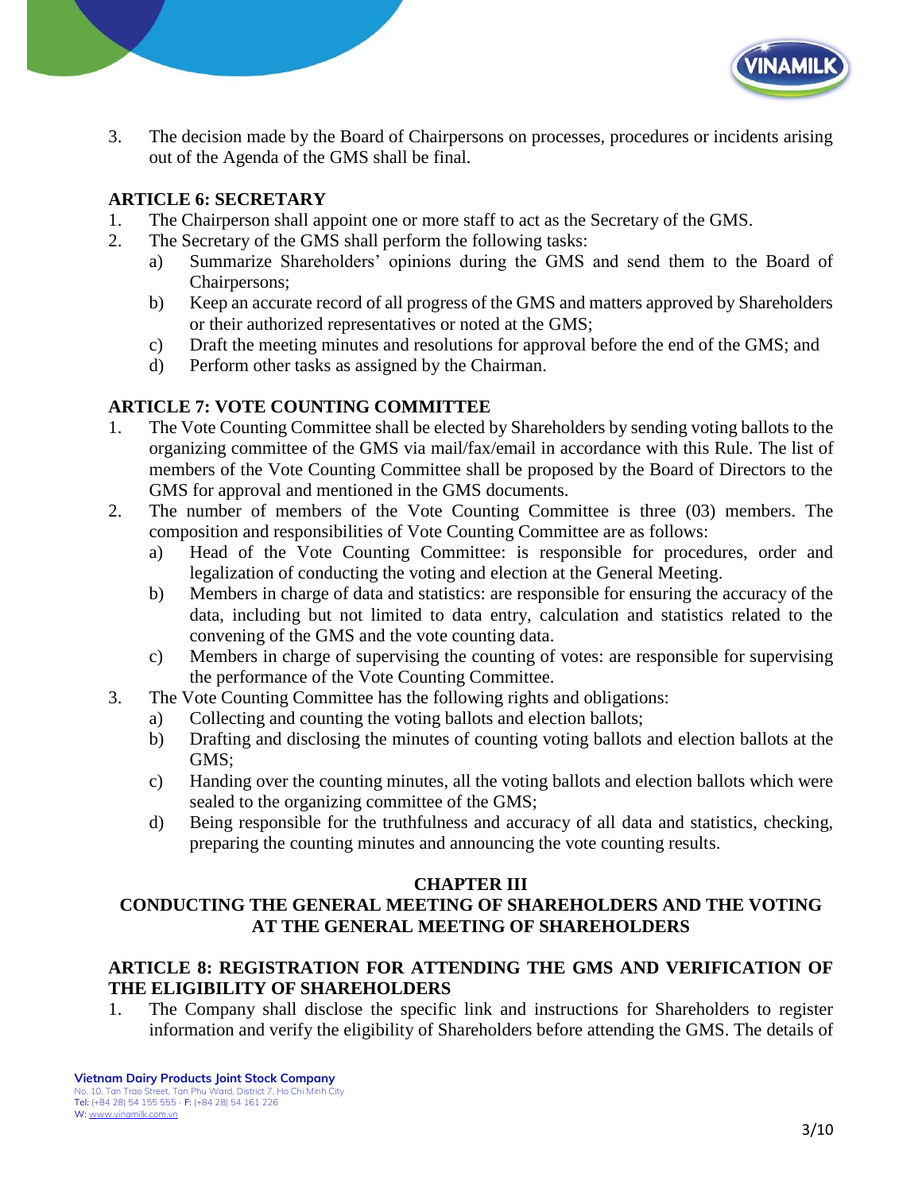3. The decision made by the Board of Chairpersons on processes, procedures or incidents arising out of the Agenda of the GMS shall be final.

### ARTICLE 6: SECRETARY

1. The Chairperson shall appoint one or more staff to act as the Secretary of the GMS.
2. The Secretary of the GMS shall perform the following tasks:
   a) Summarize Shareholders' opinions during the GMS and send them to the Board of Chairpersons;
   b) Keep an accurate record of all progress of the GMS and matters approved by Shareholders or their authorized representatives or noted at the GMS;
   c) Draft the meeting minutes and resolutions for approval before the end of the GMS; and
   d) Perform other tasks as assigned by the Chairman.

### ARTICLE 7: VOTE COUNTING COMMITTEE

1. The Vote Counting Committee shall be elected by Shareholders by sending voting ballots to the organizing committee of the GMS via mail/fax/email in accordance with this Rule. The list of members of the Vote Counting Committee shall be proposed by the Board of Directors to the GMS for approval and mentioned in the GMS documents.
2. The number of members of the Vote Counting Committee is three (03) members. The composition and responsibilities of Vote Counting Committee are as follows:
   a) Head of the Vote Counting Committee: is responsible for procedures, order and legalization of conducting the voting and election at the General Meeting.
   b) Members in charge of data and statistics: are responsible for ensuring the accuracy of the data, including but not limited to data entry, calculation and statistics related to the convening of the GMS and the vote counting data.
   c) Members in charge of supervising the counting of votes: are responsible for supervising the performance of the Vote Counting Committee.
3. The Vote Counting Committee has the following rights and obligations:
   a) Collecting and counting the voting ballots and election ballots;
   b) Drafting and disclosing the minutes of counting voting ballots and election ballots at the GMS;
   c) Handing over the counting minutes, all the voting ballots and election ballots which were sealed to the organizing committee of the GMS;
   d) Being responsible for the truthfulness and accuracy of all data and statistics, checking, preparing the counting minutes and announcing the vote counting results.

## CHAPTER III
## CONDUCTING THE GENERAL MEETING OF SHAREHOLDERS AND THE VOTING AT THE GENERAL MEETING OF SHAREHOLDERS

### ARTICLE 8: REGISTRATION FOR ATTENDING THE GMS AND VERIFICATION OF THE ELIGIBILITY OF SHAREHOLDERS

1. The Company shall disclose the specific link and instructions for Shareholders to register information and verify the eligibility of Shareholders before attending the GMS. The details of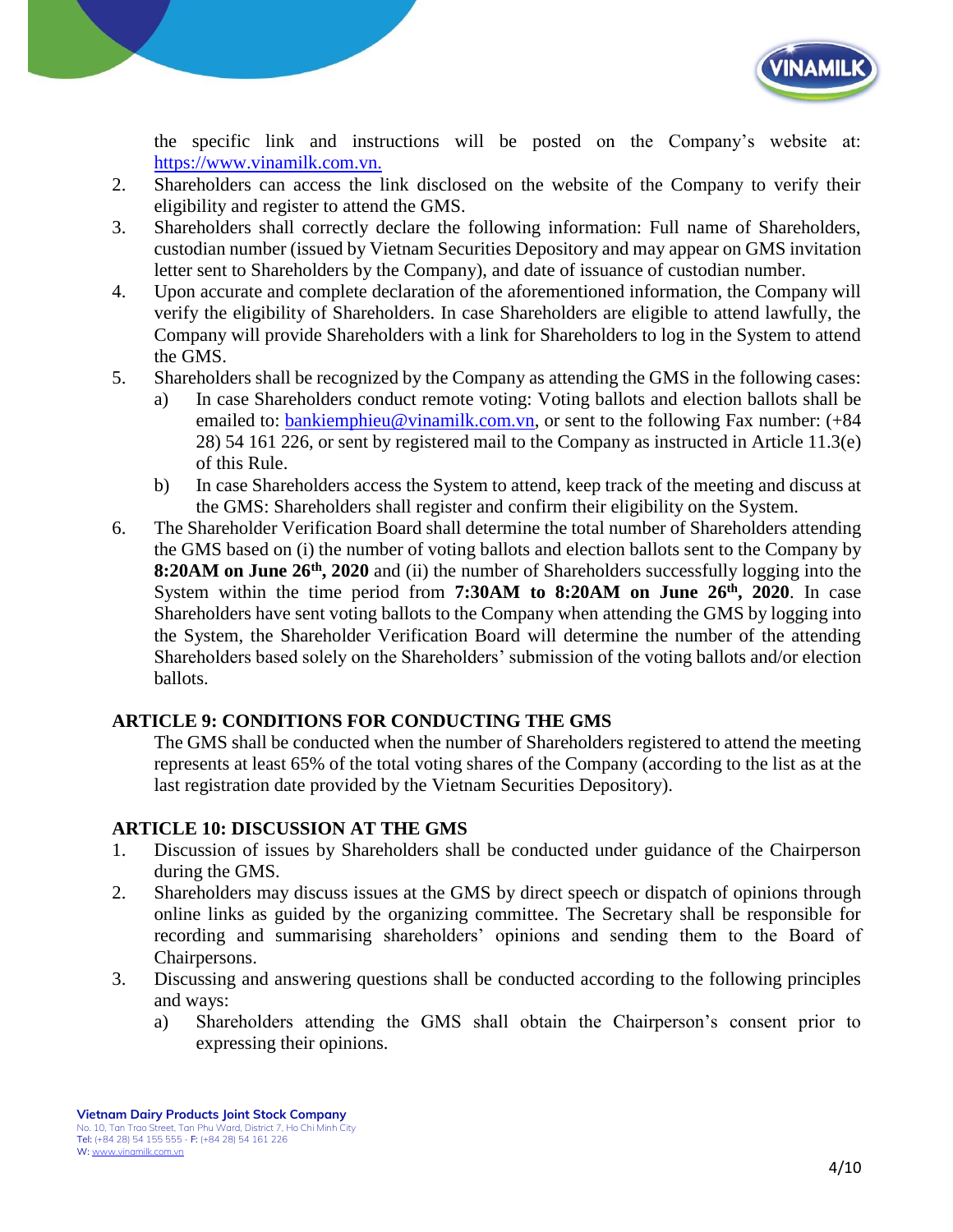the specific link and instructions will be posted on the Company's website at: https://www.vinamilk.com.vn.

2. Shareholders can access the link disclosed on the website of the Company to verify their eligibility and register to attend the GMS.
3. Shareholders shall correctly declare the following information: Full name of Shareholders, custodian number (issued by Vietnam Securities Depository and may appear on GMS invitation letter sent to Shareholders by the Company), and date of issuance of custodian number.
4. Upon accurate and complete declaration of the aforementioned information, the Company will verify the eligibility of Shareholders. In case Shareholders are eligible to attend lawfully, the Company will provide Shareholders with a link for Shareholders to log in the System to attend the GMS.
5. Shareholders shall be recognized by the Company as attending the GMS in the following cases:
   a) In case Shareholders conduct remote voting: Voting ballots and election ballots shall be emailed to: bankiemphieu@vinamilk.com.vn, or sent to the following Fax number: (+84 28) 54 161 226, or sent by registered mail to the Company as instructed in Article 11.3(e) of this Rule.
   b) In case Shareholders access the System to attend, keep track of the meeting and discuss at the GMS: Shareholders shall register and confirm their eligibility on the System.
6. The Shareholder Verification Board shall determine the total number of Shareholders attending the GMS based on (i) the number of voting ballots and election ballots sent to the Company by **8:20AM on June 26th, 2020** and (ii) the number of Shareholders successfully logging into the System within the time period from **7:30AM to 8:20AM on June 26th, 2020**. In case Shareholders have sent voting ballots to the Company when attending the GMS by logging into the System, the Shareholder Verification Board will determine the number of the attending Shareholders based solely on the Shareholders' submission of the voting ballots and/or election ballots.

## ARTICLE 9: CONDITIONS FOR CONDUCTING THE GMS

The GMS shall be conducted when the number of Shareholders registered to attend the meeting represents at least 65% of the total voting shares of the Company (according to the list as at the last registration date provided by the Vietnam Securities Depository).

## ARTICLE 10: DISCUSSION AT THE GMS

1. Discussion of issues by Shareholders shall be conducted under guidance of the Chairperson during the GMS.
2. Shareholders may discuss issues at the GMS by direct speech or dispatch of opinions through online links as guided by the organizing committee. The Secretary shall be responsible for recording and summarising shareholders' opinions and sending them to the Board of Chairpersons.
3. Discussing and answering questions shall be conducted according to the following principles and ways:
   a) Shareholders attending the GMS shall obtain the Chairperson's consent prior to expressing their opinions.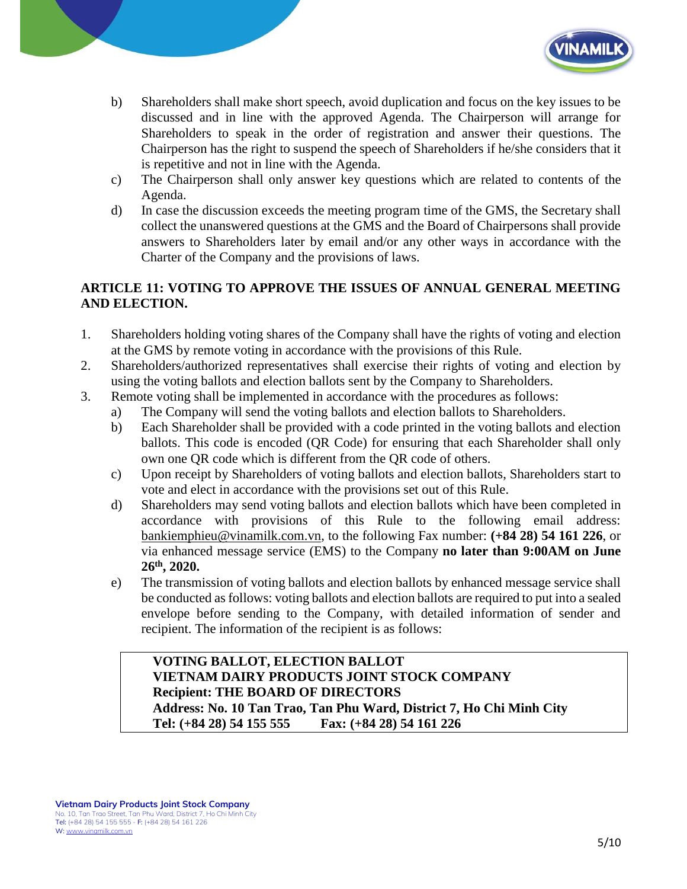b) Shareholders shall make short speech, avoid duplication and focus on the key issues to be discussed and in line with the approved Agenda. The Chairperson will arrange for Shareholders to speak in the order of registration and answer their questions. The Chairperson has the right to suspend the speech of Shareholders if he/she considers that it is repetitive and not in line with the Agenda.

c) The Chairperson shall only answer key questions which are related to contents of the Agenda.

d) In case the discussion exceeds the meeting program time of the GMS, the Secretary shall collect the unanswered questions at the GMS and the Board of Chairpersons shall provide answers to Shareholders later by email and/or any other ways in accordance with the Charter of the Company and the provisions of laws.

## ARTICLE 11: VOTING TO APPROVE THE ISSUES OF ANNUAL GENERAL MEETING AND ELECTION.

1. Shareholders holding voting shares of the Company shall have the rights of voting and election at the GMS by remote voting in accordance with the provisions of this Rule.
2. Shareholders/authorized representatives shall exercise their rights of voting and election by using the voting ballots and election ballots sent by the Company to Shareholders.
3. Remote voting shall be implemented in accordance with the procedures as follows:
   a) The Company will send the voting ballots and election ballots to Shareholders.
   b) Each Shareholder shall be provided with a code printed in the voting ballots and election ballots. This code is encoded (QR Code) for ensuring that each Shareholder shall only own one QR code which is different from the QR code of others.
   c) Upon receipt by Shareholders of voting ballots and election ballots, Shareholders start to vote and elect in accordance with the provisions set out of this Rule.
   d) Shareholders may send voting ballots and election ballots which have been completed in accordance with provisions of this Rule to the following email address: bankiemphieu@vinamilk.com.vn, to the following Fax number: **(+84 28) 54 161 226**, or via enhanced message service (EMS) to the Company **no later than 9:00AM on June 26th, 2020.**
   e) The transmission of voting ballots and election ballots by enhanced message service shall be conducted as follows: voting ballots and election ballots are required to put into a sealed envelope before sending to the Company, with detailed information of sender and recipient. The information of the recipient is as follows:

**VOTING BALLOT, ELECTION BALLOT**
**VIETNAM DAIRY PRODUCTS JOINT STOCK COMPANY**
**Recipient: THE BOARD OF DIRECTORS**
**Address: No. 10 Tan Trao, Tan Phu Ward, District 7, Ho Chi Minh City**
**Tel: (+84 28) 54 155 555 Fax: (+84 28) 54 161 226**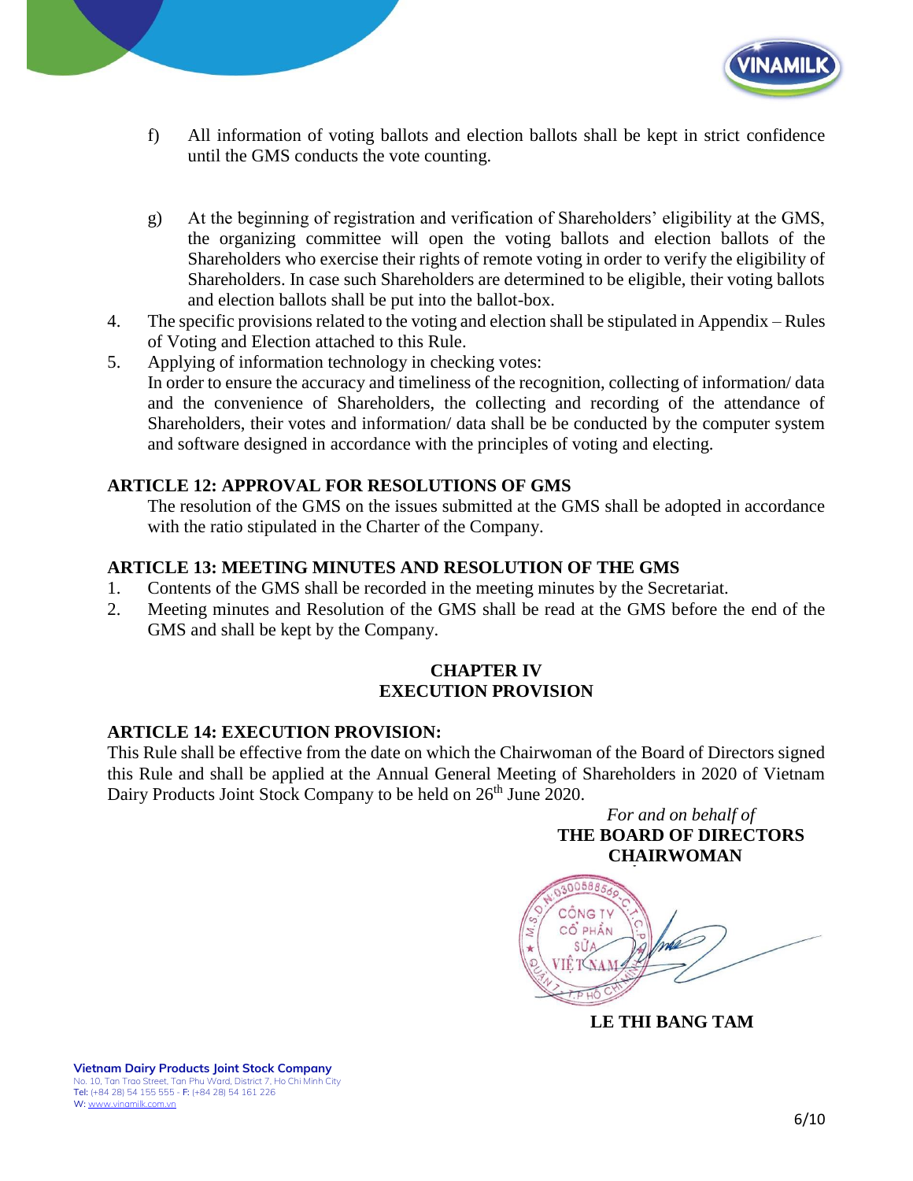f) All information of voting ballots and election ballots shall be kept in strict confidence until the GMS conducts the vote counting.

g) At the beginning of registration and verification of Shareholders' eligibility at the GMS, the organizing committee will open the voting ballots and election ballots of the Shareholders who exercise their rights of remote voting in order to verify the eligibility of Shareholders. In case such Shareholders are determined to be eligible, their voting ballots and election ballots shall be put into the ballot-box.

4. The specific provisions related to the voting and election shall be stipulated in Appendix – Rules of Voting and Election attached to this Rule.
5. Applying of information technology in checking votes:
   In order to ensure the accuracy and timeliness of the recognition, collecting of information/ data and the convenience of Shareholders, the collecting and recording of the attendance of Shareholders, their votes and information/ data shall be be conducted by the computer system and software designed in accordance with the principles of voting and electing.

**ARTICLE 12: APPROVAL FOR RESOLUTIONS OF GMS**

The resolution of the GMS on the issues submitted at the GMS shall be adopted in accordance with the ratio stipulated in the Charter of the Company.

**ARTICLE 13: MEETING MINUTES AND RESOLUTION OF THE GMS**

1. Contents of the GMS shall be recorded in the meeting minutes by the Secretariat.
2. Meeting minutes and Resolution of the GMS shall be read at the GMS before the end of the GMS and shall be kept by the Company.

## CHAPTER IV
## EXECUTION PROVISION

**ARTICLE 14: EXECUTION PROVISION:**

This Rule shall be effective from the date on which the Chairwoman of the Board of Directors signed this Rule and shall be applied at the Annual General Meeting of Shareholders in 2020 of Vietnam Dairy Products Joint Stock Company to be held on 26th June 2020.

*For and on behalf of*
**THE BOARD OF DIRECTORS**
**CHAIRWOMAN**

CÔNG TY CỔ PHẦN SỮA VIỆT NAM

**LE THI BANG TAM**

**Vietnam Dairy Products Joint Stock Company**
No. 10, Tan Trao Street, Tan Phu Ward, District 7, Ho Chi Minh City
Tel: (+84 28) 54 155 555 - F: (+84 28) 54 161 226
W: www.vinamilk.com.vn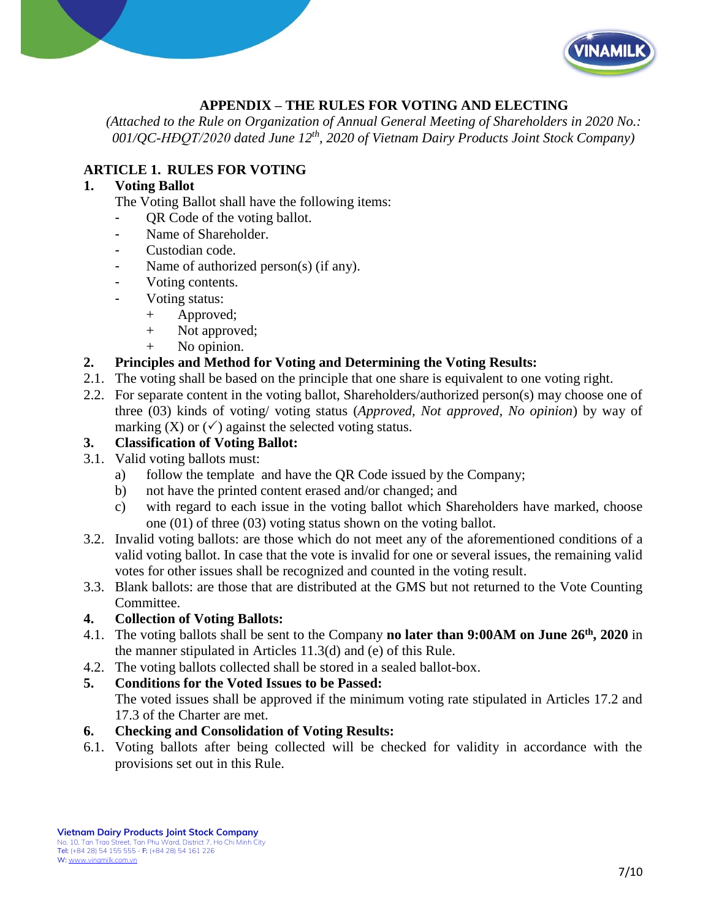## APPENDIX – THE RULES FOR VOTING AND ELECTING

*(Attached to the Rule on Organization of Annual General Meeting of Shareholders in 2020 No.: 001/QC-HĐQT/2020 dated June 12th, 2020 of Vietnam Dairy Products Joint Stock Company)*

### ARTICLE 1. RULES FOR VOTING

**1. Voting Ballot**

The Voting Ballot shall have the following items:

- QR Code of the voting ballot.
- Name of Shareholder.
- Custodian code.
- Name of authorized person(s) (if any).
- Voting contents.
- Voting status:
  + Approved;
  + Not approved;
  + No opinion.

**2. Principles and Method for Voting and Determining the Voting Results:**

2.1. The voting shall be based on the principle that one share is equivalent to one voting right.

2.2. For separate content in the voting ballot, Shareholders/authorized person(s) may choose one of three (03) kinds of voting/ voting status (*Approved, Not approved, No opinion*) by way of marking (X) or (✓) against the selected voting status.

**3. Classification of Voting Ballot:**

3.1. Valid voting ballots must:

a) follow the template and have the QR Code issued by the Company;

b) not have the printed content erased and/or changed; and

c) with regard to each issue in the voting ballot which Shareholders have marked, choose one (01) of three (03) voting status shown on the voting ballot.

3.2. Invalid voting ballots: are those which do not meet any of the aforementioned conditions of a valid voting ballot. In case that the vote is invalid for one or several issues, the remaining valid votes for other issues shall be recognized and counted in the voting result.

3.3. Blank ballots: are those that are distributed at the GMS but not returned to the Vote Counting Committee.

**4. Collection of Voting Ballots:**

4.1. The voting ballots shall be sent to the Company **no later than 9:00AM on June 26th, 2020** in the manner stipulated in Articles 11.3(d) and (e) of this Rule.

4.2. The voting ballots collected shall be stored in a sealed ballot-box.

**5. Conditions for the Voted Issues to be Passed:**

The voted issues shall be approved if the minimum voting rate stipulated in Articles 17.2 and 17.3 of the Charter are met.

**6. Checking and Consolidation of Voting Results:**

6.1. Voting ballots after being collected will be checked for validity in accordance with the provisions set out in this Rule.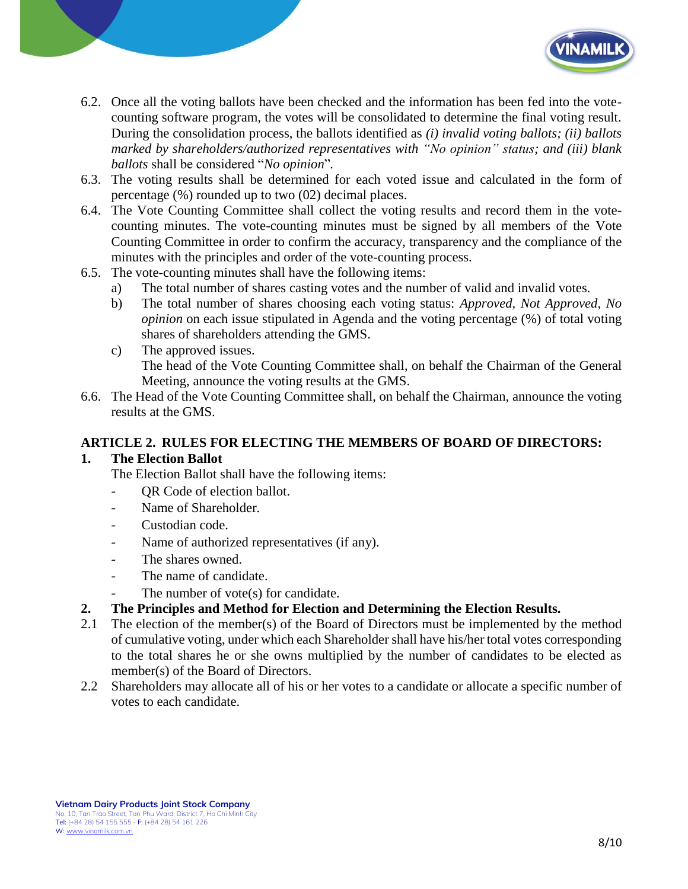6.2. Once all the voting ballots have been checked and the information has been fed into the vote-counting software program, the votes will be consolidated to determine the final voting result. During the consolidation process, the ballots identified as *(i) invalid voting ballots; (ii) ballots marked by shareholders/authorized representatives with "No opinion" status; and (iii) blank ballots* shall be considered "*No opinion*".

6.3. The voting results shall be determined for each voted issue and calculated in the form of percentage (%) rounded up to two (02) decimal places.

6.4. The Vote Counting Committee shall collect the voting results and record them in the vote-counting minutes. The vote-counting minutes must be signed by all members of the Vote Counting Committee in order to confirm the accuracy, transparency and the compliance of the minutes with the principles and order of the vote-counting process.

6.5. The vote-counting minutes shall have the following items:

   a) The total number of shares casting votes and the number of valid and invalid votes.

   b) The total number of shares choosing each voting status: *Approved*, *Not Approved*, *No opinion* on each issue stipulated in Agenda and the voting percentage (%) of total voting shares of shareholders attending the GMS.

   c) The approved issues.

   The head of the Vote Counting Committee shall, on behalf the Chairman of the General Meeting, announce the voting results at the GMS.

6.6. The Head of the Vote Counting Committee shall, on behalf the Chairman, announce the voting results at the GMS.

## ARTICLE 2. RULES FOR ELECTING THE MEMBERS OF BOARD OF DIRECTORS:

### 1. The Election Ballot

The Election Ballot shall have the following items:

- QR Code of election ballot.
- Name of Shareholder.
- Custodian code.
- Name of authorized representatives (if any).
- The shares owned.
- The name of candidate.
- The number of vote(s) for candidate.

### 2. The Principles and Method for Election and Determining the Election Results.

2.1 The election of the member(s) of the Board of Directors must be implemented by the method of cumulative voting, under which each Shareholder shall have his/her total votes corresponding to the total shares he or she owns multiplied by the number of candidates to be elected as member(s) of the Board of Directors.

2.2 Shareholders may allocate all of his or her votes to a candidate or allocate a specific number of votes to each candidate.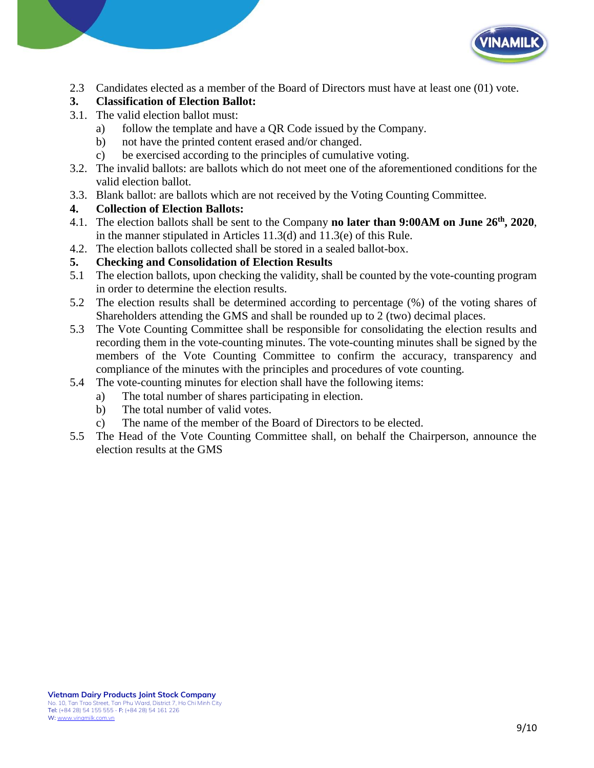2.3 Candidates elected as a member of the Board of Directors must have at least one (01) vote.

**3. Classification of Election Ballot:**

3.1. The valid election ballot must:

a) follow the template and have a QR Code issued by the Company.

b) not have the printed content erased and/or changed.

c) be exercised according to the principles of cumulative voting.

3.2. The invalid ballots: are ballots which do not meet one of the aforementioned conditions for the valid election ballot.

3.3. Blank ballot: are ballots which are not received by the Voting Counting Committee.

**4. Collection of Election Ballots:**

4.1. The election ballots shall be sent to the Company **no later than 9:00AM on June 26th, 2020**, in the manner stipulated in Articles 11.3(d) and 11.3(e) of this Rule.

4.2. The election ballots collected shall be stored in a sealed ballot-box.

**5. Checking and Consolidation of Election Results**

5.1 The election ballots, upon checking the validity, shall be counted by the vote-counting program in order to determine the election results.

5.2 The election results shall be determined according to percentage (%) of the voting shares of Shareholders attending the GMS and shall be rounded up to 2 (two) decimal places.

5.3 The Vote Counting Committee shall be responsible for consolidating the election results and recording them in the vote-counting minutes. The vote-counting minutes shall be signed by the members of the Vote Counting Committee to confirm the accuracy, transparency and compliance of the minutes with the principles and procedures of vote counting.

5.4 The vote-counting minutes for election shall have the following items:

a) The total number of shares participating in election.

b) The total number of valid votes.

c) The name of the member of the Board of Directors to be elected.

5.5 The Head of the Vote Counting Committee shall, on behalf the Chairperson, announce the election results at the GMS